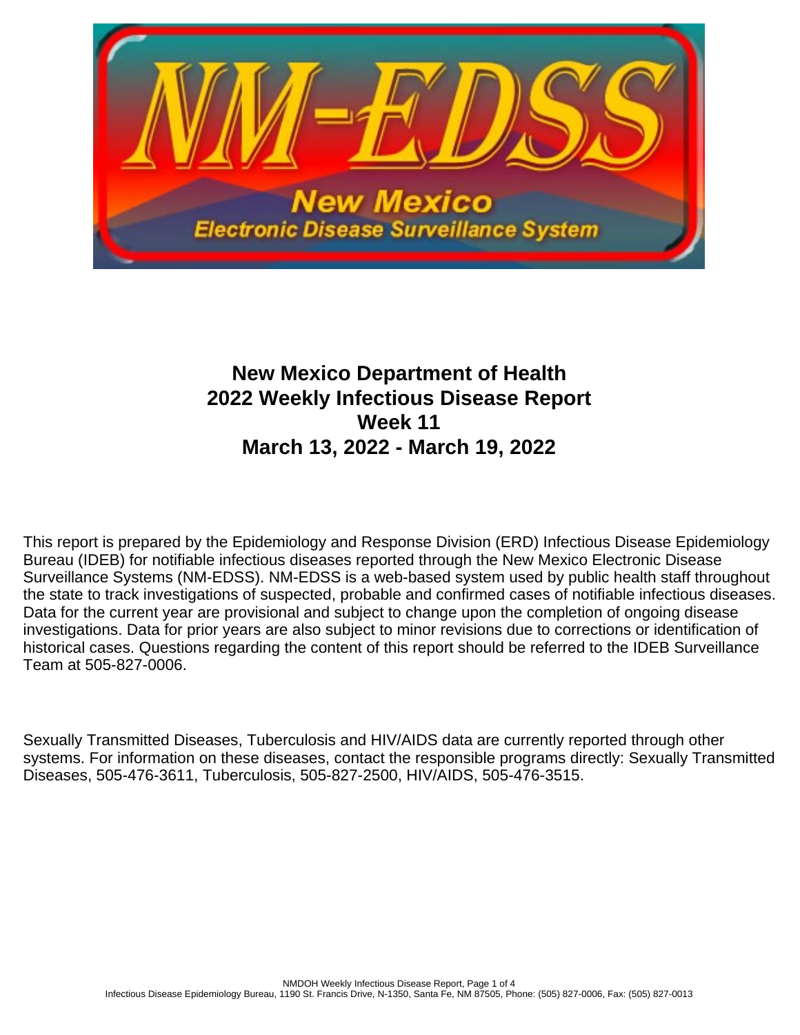# New Mexico Department of Health
# 2022 Weekly Infectious Disease Report
# Week 11
# March 13, 2022 - March 19, 2022

This report is prepared by the Epidemiology and Response Division (ERD) Infectious Disease Epidemiology Bureau (IDEB) for notifiable infectious diseases reported through the New Mexico Electronic Disease Surveillance Systems (NM-EDSS). NM-EDSS is a web-based system used by public health staff throughout the state to track investigations of suspected, probable and confirmed cases of notifiable infectious diseases. Data for the current year are provisional and subject to change upon the completion of ongoing disease investigations. Data for prior years are also subject to minor revisions due to corrections or identification of historical cases. Questions regarding the content of this report should be referred to the IDEB Surveillance Team at 505-827-0006.

Sexually Transmitted Diseases, Tuberculosis and HIV/AIDS data are currently reported through other systems. For information on these diseases, contact the responsible programs directly: Sexually Transmitted Diseases, 505-476-3611, Tuberculosis, 505-827-2500, HIV/AIDS, 505-476-3515.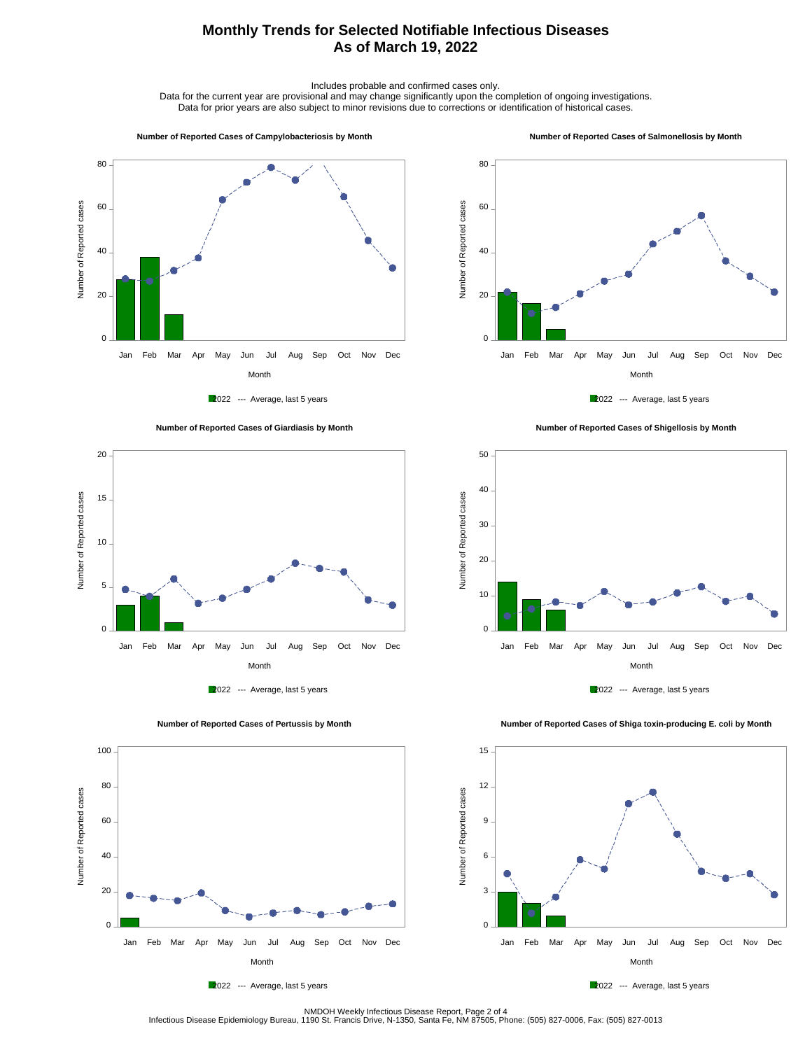# Monthly Trends for Selected Notifiable Infectious Diseases
## As of March 19, 2022

Includes probable and confirmed cases only.
Data for the current year are provisional and may change significantly upon the completion of ongoing investigations.
Data for prior years are also subject to minor revisions due to corrections or identification of historical cases.

**Number of Reported Cases of Campylobacteriosis by Month**

2022 --- Average, last 5 years

**Number of Reported Cases of Salmonellosis by Month**

2022 --- Average, last 5 years

**Number of Reported Cases of Giardiasis by Month**

2022 --- Average, last 5 years

**Number of Reported Cases of Shigellosis by Month**

2022 --- Average, last 5 years

**Number of Reported Cases of Pertussis by Month**

2022 --- Average, last 5 years

**Number of Reported Cases of Shiga toxin-producing E. coli by Month**

2022 --- Average, last 5 years

NMDOH Weekly Infectious Disease Report, Page 2 of 4
Infectious Disease Epidemiology Bureau, 1190 St. Francis Drive, N-1350, Santa Fe, NM 87505, Phone: (505) 827-0006, Fax: (505) 827-0013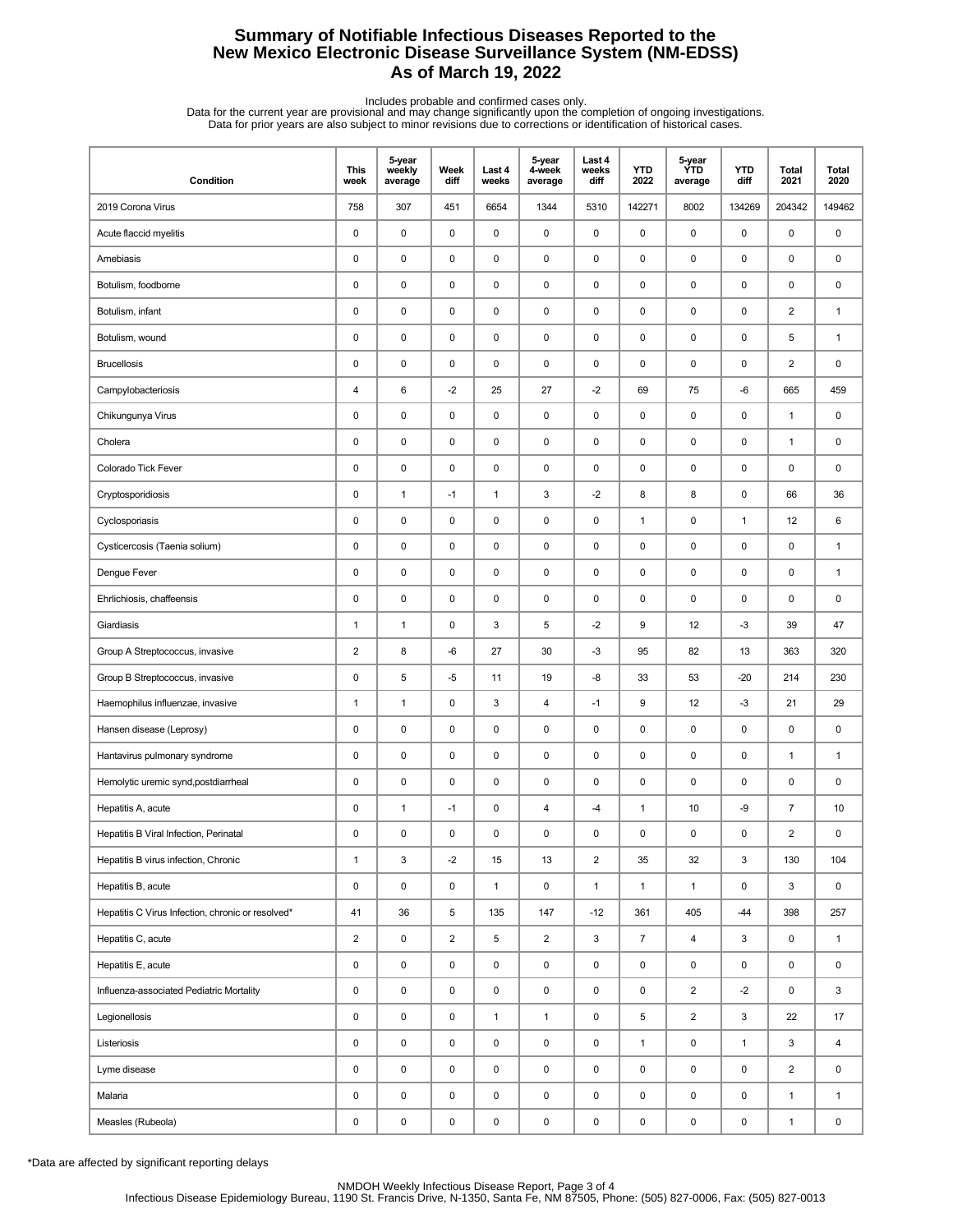# Summary of Notifiable Infectious Diseases Reported to the New Mexico Electronic Disease Surveillance System (NM-EDSS)
## As of March 19, 2022

Includes probable and confirmed cases only.
Data for the current year are provisional and may change significantly upon the completion of ongoing investigations.
Data for prior years are also subject to minor revisions due to corrections or identification of historical cases.

| Condition | This week | 5-year weekly average | Week diff | Last 4 weeks | 5-year 4-week average | Last 4 weeks diff | YTD 2022 | 5-year YTD average | YTD diff | Total 2021 | Total 2020 |
|---|---|---|---|---|---|---|---|---|---|---|---|
| 2019 Corona Virus | 758 | 307 | 451 | 6654 | 1344 | 5310 | 142271 | 8002 | 134269 | 204342 | 149462 |
| Acute flaccid myelitis | 0 | 0 | 0 | 0 | 0 | 0 | 0 | 0 | 0 | 0 | 0 |
| Amebiasis | 0 | 0 | 0 | 0 | 0 | 0 | 0 | 0 | 0 | 0 | 0 |
| Botulism, foodborne | 0 | 0 | 0 | 0 | 0 | 0 | 0 | 0 | 0 | 0 | 0 |
| Botulism, infant | 0 | 0 | 0 | 0 | 0 | 0 | 0 | 0 | 0 | 2 | 1 |
| Botulism, wound | 0 | 0 | 0 | 0 | 0 | 0 | 0 | 0 | 0 | 5 | 1 |
| Brucellosis | 0 | 0 | 0 | 0 | 0 | 0 | 0 | 0 | 0 | 2 | 0 |
| Campylobacteriosis | 4 | 6 | -2 | 25 | 27 | -2 | 69 | 75 | -6 | 665 | 459 |
| Chikungunya Virus | 0 | 0 | 0 | 0 | 0 | 0 | 0 | 0 | 0 | 1 | 0 |
| Cholera | 0 | 0 | 0 | 0 | 0 | 0 | 0 | 0 | 0 | 1 | 0 |
| Colorado Tick Fever | 0 | 0 | 0 | 0 | 0 | 0 | 0 | 0 | 0 | 0 | 0 |
| Cryptosporidiosis | 0 | 1 | -1 | 1 | 3 | -2 | 8 | 8 | 0 | 66 | 36 |
| Cyclosporiasis | 0 | 0 | 0 | 0 | 0 | 0 | 1 | 0 | 1 | 12 | 6 |
| Cysticercosis (Taenia solium) | 0 | 0 | 0 | 0 | 0 | 0 | 0 | 0 | 0 | 0 | 1 |
| Dengue Fever | 0 | 0 | 0 | 0 | 0 | 0 | 0 | 0 | 0 | 0 | 1 |
| Ehrlichiosis, chaffeensis | 0 | 0 | 0 | 0 | 0 | 0 | 0 | 0 | 0 | 0 | 0 |
| Giardiasis | 1 | 1 | 0 | 3 | 5 | -2 | 9 | 12 | -3 | 39 | 47 |
| Group A Streptococcus, invasive | 2 | 8 | -6 | 27 | 30 | -3 | 95 | 82 | 13 | 363 | 320 |
| Group B Streptococcus, invasive | 0 | 5 | -5 | 11 | 19 | -8 | 33 | 53 | -20 | 214 | 230 |
| Haemophilus influenzae, invasive | 1 | 1 | 0 | 3 | 4 | -1 | 9 | 12 | -3 | 21 | 29 |
| Hansen disease (Leprosy) | 0 | 0 | 0 | 0 | 0 | 0 | 0 | 0 | 0 | 0 | 0 |
| Hantavirus pulmonary syndrome | 0 | 0 | 0 | 0 | 0 | 0 | 0 | 0 | 0 | 1 | 1 |
| Hemolytic uremic synd,postdiarrheal | 0 | 0 | 0 | 0 | 0 | 0 | 0 | 0 | 0 | 0 | 0 |
| Hepatitis A, acute | 0 | 1 | -1 | 0 | 4 | -4 | 1 | 10 | -9 | 7 | 10 |
| Hepatitis B Viral Infection, Perinatal | 0 | 0 | 0 | 0 | 0 | 0 | 0 | 0 | 0 | 2 | 0 |
| Hepatitis B virus infection, Chronic | 1 | 3 | -2 | 15 | 13 | 2 | 35 | 32 | 3 | 130 | 104 |
| Hepatitis B, acute | 0 | 0 | 0 | 1 | 0 | 1 | 1 | 1 | 0 | 3 | 0 |
| Hepatitis C Virus Infection, chronic or resolved* | 41 | 36 | 5 | 135 | 147 | -12 | 361 | 405 | -44 | 398 | 257 |
| Hepatitis C, acute | 2 | 0 | 2 | 5 | 2 | 3 | 7 | 4 | 3 | 0 | 1 |
| Hepatitis E, acute | 0 | 0 | 0 | 0 | 0 | 0 | 0 | 0 | 0 | 0 | 0 |
| Influenza-associated Pediatric Mortality | 0 | 0 | 0 | 0 | 0 | 0 | 0 | 2 | -2 | 0 | 3 |
| Legionellosis | 0 | 0 | 0 | 1 | 1 | 0 | 5 | 2 | 3 | 22 | 17 |
| Listeriosis | 0 | 0 | 0 | 0 | 0 | 0 | 1 | 0 | 1 | 3 | 4 |
| Lyme disease | 0 | 0 | 0 | 0 | 0 | 0 | 0 | 0 | 0 | 2 | 0 |
| Malaria | 0 | 0 | 0 | 0 | 0 | 0 | 0 | 0 | 0 | 1 | 1 |
| Measles (Rubeola) | 0 | 0 | 0 | 0 | 0 | 0 | 0 | 0 | 0 | 1 | 0 |

*Data are affected by significant reporting delays

NMDOH Weekly Infectious Disease Report, Page 3 of 4
Infectious Disease Epidemiology Bureau, 1190 St. Francis Drive, N-1350, Santa Fe, NM 87505, Phone: (505) 827-0006, Fax: (505) 827-0013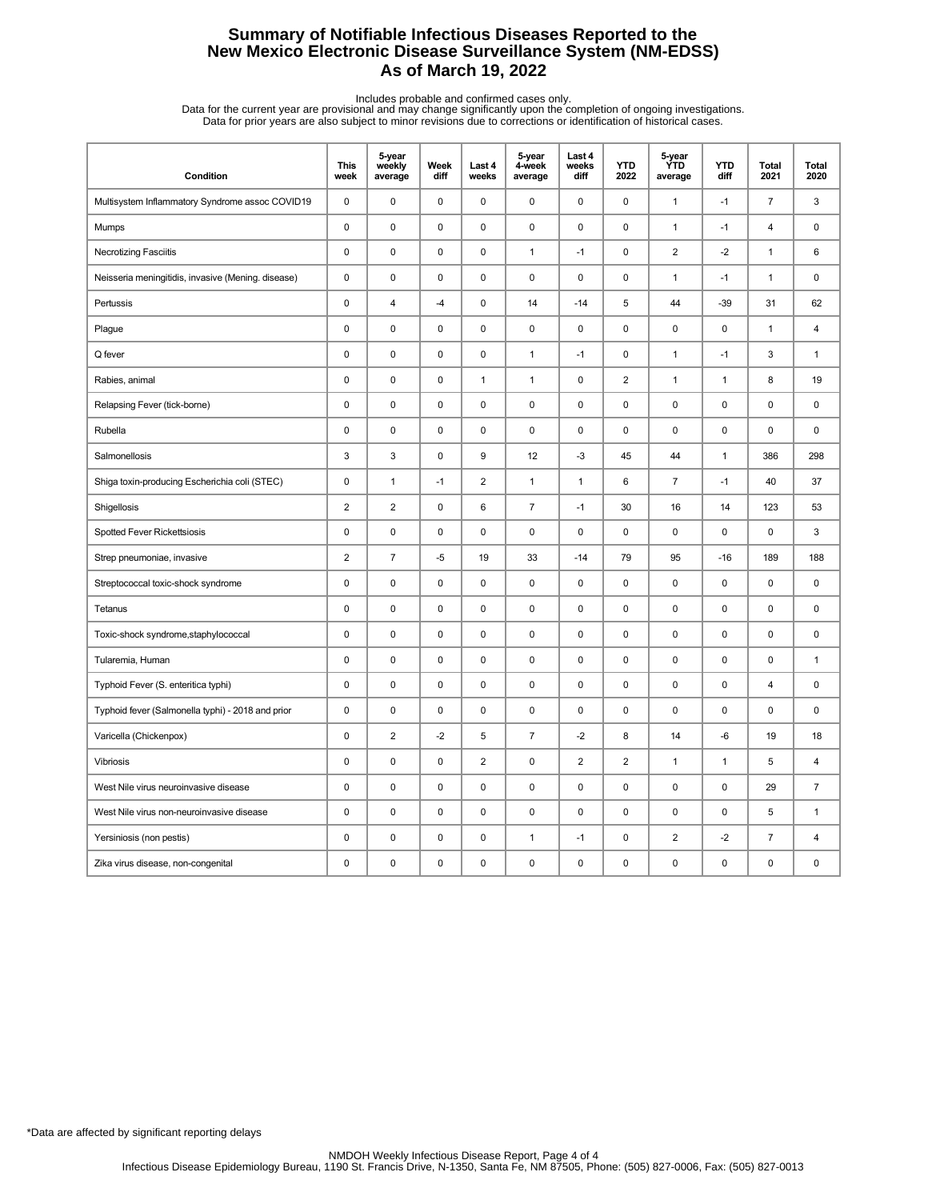# Summary of Notifiable Infectious Diseases Reported to the New Mexico Electronic Disease Surveillance System (NM-EDSS)
# As of March 19, 2022

Includes probable and confirmed cases only.
Data for the current year are provisional and may change significantly upon the completion of ongoing investigations.
Data for prior years are also subject to minor revisions due to corrections or identification of historical cases.

| Condition | This week | 5-year weekly average | Week diff | Last 4 weeks | 5-year 4-week average | Last 4 weeks diff | YTD 2022 | 5-year YTD average | YTD diff | Total 2021 | Total 2020 |
|---|---|---|---|---|---|---|---|---|---|---|---|
| Multisystem Inflammatory Syndrome assoc COVID19 | 0 | 0 | 0 | 0 | 0 | 0 | 0 | 1 | -1 | 7 | 3 |
| Mumps | 0 | 0 | 0 | 0 | 0 | 0 | 0 | 1 | -1 | 4 | 0 |
| Necrotizing Fasciitis | 0 | 0 | 0 | 0 | 1 | -1 | 0 | 2 | -2 | 1 | 6 |
| Neisseria meningitidis, invasive (Mening. disease) | 0 | 0 | 0 | 0 | 0 | 0 | 0 | 1 | -1 | 1 | 0 |
| Pertussis | 0 | 4 | -4 | 0 | 14 | -14 | 5 | 44 | -39 | 31 | 62 |
| Plague | 0 | 0 | 0 | 0 | 0 | 0 | 0 | 0 | 0 | 1 | 4 |
| Q fever | 0 | 0 | 0 | 0 | 1 | -1 | 0 | 1 | -1 | 3 | 1 |
| Rabies, animal | 0 | 0 | 0 | 1 | 1 | 0 | 2 | 1 | 1 | 8 | 19 |
| Relapsing Fever (tick-borne) | 0 | 0 | 0 | 0 | 0 | 0 | 0 | 0 | 0 | 0 | 0 |
| Rubella | 0 | 0 | 0 | 0 | 0 | 0 | 0 | 0 | 0 | 0 | 0 |
| Salmonellosis | 3 | 3 | 0 | 9 | 12 | -3 | 45 | 44 | 1 | 386 | 298 |
| Shiga toxin-producing Escherichia coli (STEC) | 0 | 1 | -1 | 2 | 1 | 1 | 6 | 7 | -1 | 40 | 37 |
| Shigellosis | 2 | 2 | 0 | 6 | 7 | -1 | 30 | 16 | 14 | 123 | 53 |
| Spotted Fever Rickettsiosis | 0 | 0 | 0 | 0 | 0 | 0 | 0 | 0 | 0 | 0 | 3 |
| Strep pneumoniae, invasive | 2 | 7 | -5 | 19 | 33 | -14 | 79 | 95 | -16 | 189 | 188 |
| Streptococcal toxic-shock syndrome | 0 | 0 | 0 | 0 | 0 | 0 | 0 | 0 | 0 | 0 | 0 |
| Tetanus | 0 | 0 | 0 | 0 | 0 | 0 | 0 | 0 | 0 | 0 | 0 |
| Toxic-shock syndrome,staphylococcal | 0 | 0 | 0 | 0 | 0 | 0 | 0 | 0 | 0 | 0 | 0 |
| Tularemia, Human | 0 | 0 | 0 | 0 | 0 | 0 | 0 | 0 | 0 | 0 | 1 |
| Typhoid Fever (S. enteritica typhi) | 0 | 0 | 0 | 0 | 0 | 0 | 0 | 0 | 0 | 4 | 0 |
| Typhoid fever (Salmonella typhi) - 2018 and prior | 0 | 0 | 0 | 0 | 0 | 0 | 0 | 0 | 0 | 0 | 0 |
| Varicella (Chickenpox) | 0 | 2 | -2 | 5 | 7 | -2 | 8 | 14 | -6 | 19 | 18 |
| Vibriosis | 0 | 0 | 0 | 2 | 0 | 2 | 2 | 1 | 1 | 5 | 4 |
| West Nile virus neuroinvasive disease | 0 | 0 | 0 | 0 | 0 | 0 | 0 | 0 | 0 | 29 | 7 |
| West Nile virus non-neuroinvasive disease | 0 | 0 | 0 | 0 | 0 | 0 | 0 | 0 | 0 | 5 | 1 |
| Yersiniosis (non pestis) | 0 | 0 | 0 | 0 | 1 | -1 | 0 | 2 | -2 | 7 | 4 |
| Zika virus disease, non-congenital | 0 | 0 | 0 | 0 | 0 | 0 | 0 | 0 | 0 | 0 | 0 |

*Data are affected by significant reporting delays

NMDOH Weekly Infectious Disease Report
Infectious Disease Epidemiology Bureau, 1190 St. Francis Drive, N-1350, Santa Fe, NM 87505, Phone: (505) 827-0006, Fax: (505) 827-0013